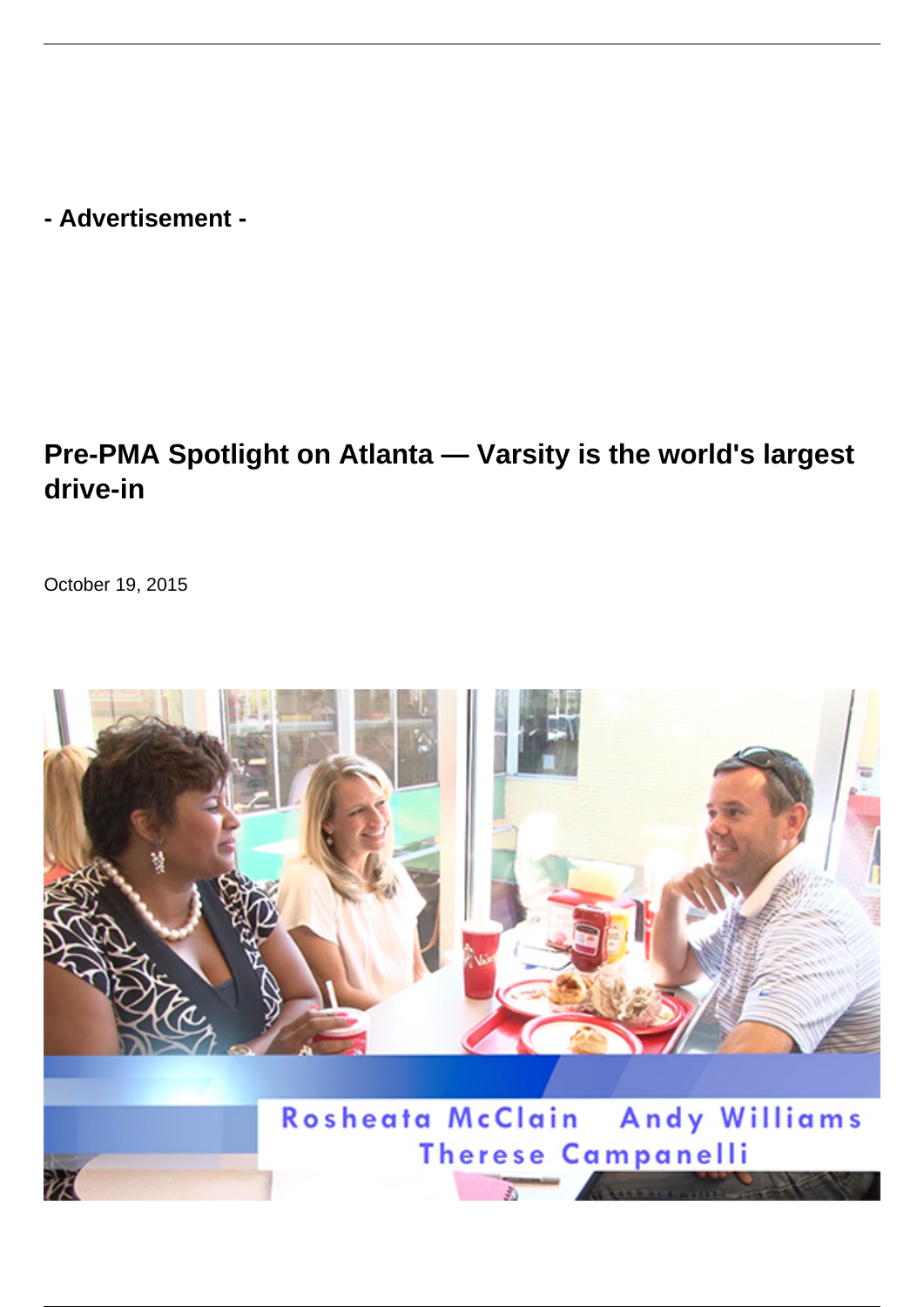- Advertisement -

## Pre-PMA Spotlight on Atlanta — Varsity is the world's largest drive-in

October 19, 2015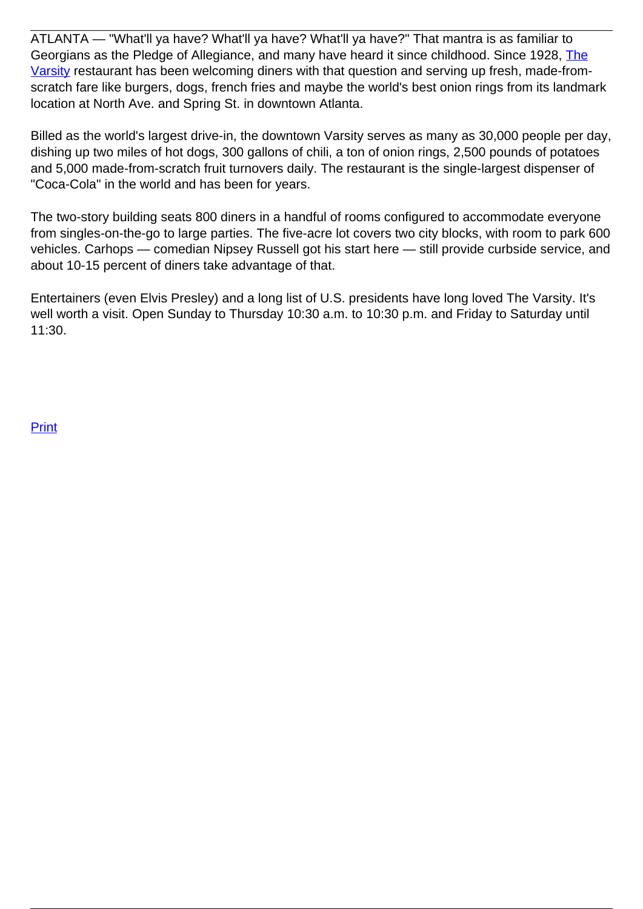ATLANTA — "What'll ya have? What'll ya have? What'll ya have?" That mantra is as familiar to Georgians as the Pledge of Allegiance, and many have heard it since childhood. Since 1928, The Varsity restaurant has been welcoming diners with that question and serving up fresh, made-from-scratch fare like burgers, dogs, french fries and maybe the world's best onion rings from its landmark location at North Ave. and Spring St. in downtown Atlanta.

Billed as the world's largest drive-in, the downtown Varsity serves as many as 30,000 people per day, dishing up two miles of hot dogs, 300 gallons of chili, a ton of onion rings, 2,500 pounds of potatoes and 5,000 made-from-scratch fruit turnovers daily. The restaurant is the single-largest dispenser of "Coca-Cola" in the world and has been for years.

The two-story building seats 800 diners in a handful of rooms configured to accommodate everyone from singles-on-the-go to large parties. The five-acre lot covers two city blocks, with room to park 600 vehicles. Carhops — comedian Nipsey Russell got his start here — still provide curbside service, and about 10-15 percent of diners take advantage of that.

Entertainers (even Elvis Presley) and a long list of U.S. presidents have long loved The Varsity. It's well worth a visit. Open Sunday to Thursday 10:30 a.m. to 10:30 p.m. and Friday to Saturday until 11:30.

Print